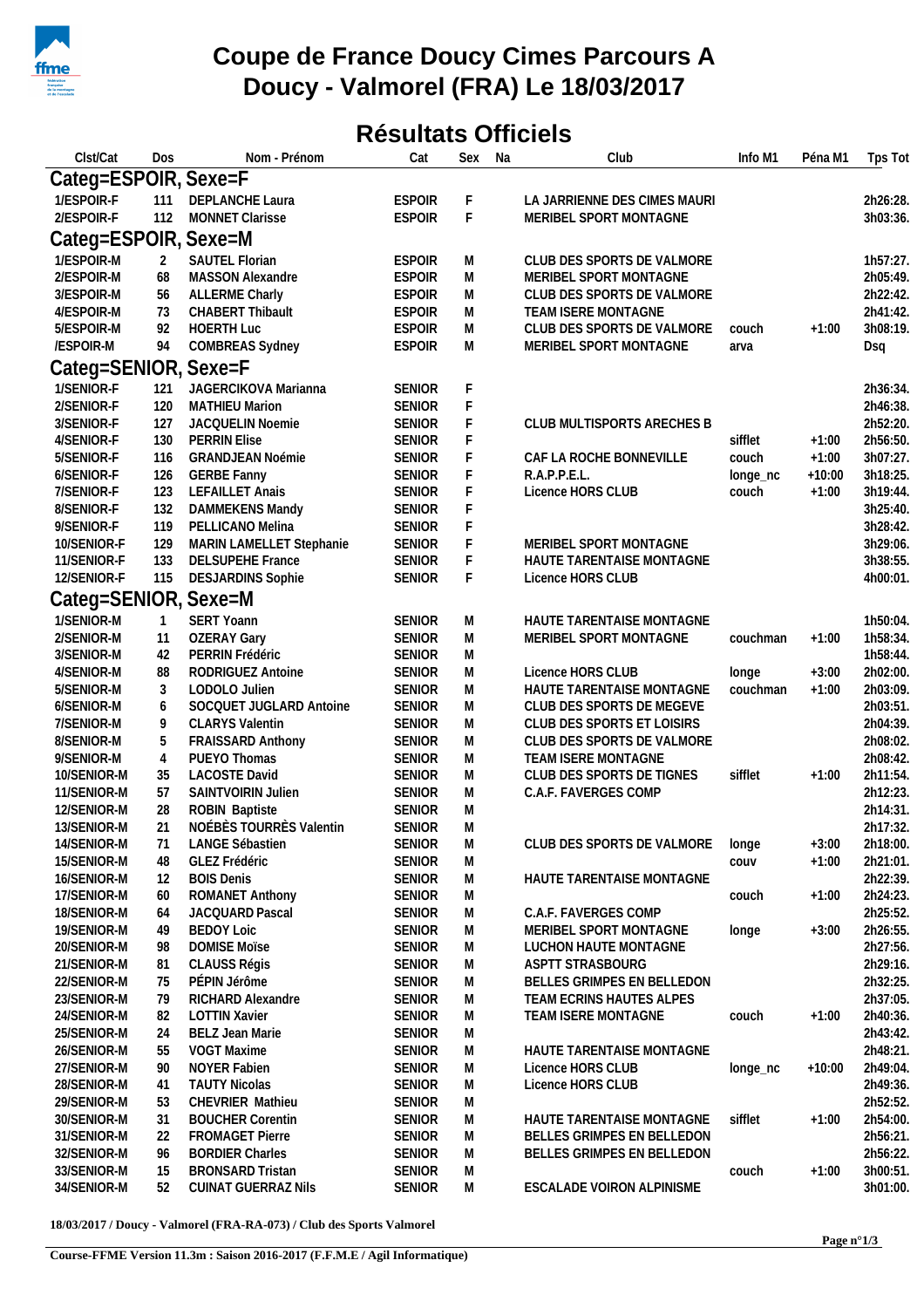# Coupe de France Doucy Cimes Parcours A
# Doucy - Valmorel (FRA) Le 18/03/2017

## Résultats Officiels

| Clst/Cat | Dos | Nom - Prénom | Cat | Sexe | Na | Club | Info M1 | Péna M1 | Tps Tot |
|---|---|---|---|---|---|---|---|---|---|
| **Categ=ESPOIR, Sexe=F** | | | | | | | | | |
| 1/ESPOIR-F | 111 | DEPLANCHE Laura | ESPOIR | F | | LA JARRIENNE DES CIMES MAURI | | | 2h26:28. |
| 2/ESPOIR-F | 112 | MONNET Clarisse | ESPOIR | F | | MERIBEL SPORT MONTAGNE | | | 3h03:36. |
| **Categ=ESPOIR, Sexe=M** | | | | | | | | | |
| 1/ESPOIR-M | 2 | SAUTEL Florian | ESPOIR | M | | CLUB DES SPORTS DE VALMORE | | | 1h57:27. |
| 2/ESPOIR-M | 68 | MASSON Alexandre | ESPOIR | M | | MERIBEL SPORT MONTAGNE | | | 2h05:49. |
| 3/ESPOIR-M | 56 | ALLERME Charly | ESPOIR | M | | CLUB DES SPORTS DE VALMORE | | | 2h22:42. |
| 4/ESPOIR-M | 73 | CHABERT Thibault | ESPOIR | M | | TEAM ISERE MONTAGNE | | | 2h41:42. |
| 5/ESPOIR-M | 92 | HOERTH Luc | ESPOIR | M | | CLUB DES SPORTS DE VALMORE | couch | +1:00 | 3h08:19. |
| /ESPOIR-M | 94 | COMBREAS Sydney | ESPOIR | M | | MERIBEL SPORT MONTAGNE | arva | | Dsq |
| **Categ=SENIOR, Sexe=F** | | | | | | | | | |
| 1/SENIOR-F | 121 | JAGERCIKOVA Marianna | SENIOR | F | | | | | 2h36:34. |
| 2/SENIOR-F | 120 | MATHIEU Marion | SENIOR | F | | | | | 2h46:38. |
| 3/SENIOR-F | 127 | JACQUELIN Noemie | SENIOR | F | | CLUB MULTISPORTS ARECHES B | | | 2h52:20. |
| 4/SENIOR-F | 130 | PERRIN Elise | SENIOR | F | | | sifflet | +1:00 | 2h56:50. |
| 5/SENIOR-F | 116 | GRANDJEAN Noémie | SENIOR | F | | CAF LA ROCHE BONNEVILLE | couch | +1:00 | 3h07:27. |
| 6/SENIOR-F | 126 | GERBE Fanny | SENIOR | F | | R.A.P.P.E.L. | longe_nc | +10:00 | 3h18:25. |
| 7/SENIOR-F | 123 | LEFAILLET Anais | SENIOR | F | | Licence HORS CLUB | couch | +1:00 | 3h19:44. |
| 8/SENIOR-F | 132 | DAMMEKENS Mandy | SENIOR | F | | | | | 3h25:40. |
| 9/SENIOR-F | 119 | PELLICANO Melina | SENIOR | F | | | | | 3h28:42. |
| 10/SENIOR-F | 129 | MARIN LAMELLET Stephanie | SENIOR | F | | MERIBEL SPORT MONTAGNE | | | 3h29:06. |
| 11/SENIOR-F | 133 | DELSUPEHE France | SENIOR | F | | HAUTE TARENTAISE MONTAGNE | | | 3h38:55. |
| 12/SENIOR-F | 115 | DESJARDINS Sophie | SENIOR | F | | Licence HORS CLUB | | | 4h00:01. |
| **Categ=SENIOR, Sexe=M** | | | | | | | | | |
| 1/SENIOR-M | 1 | SERT Yoann | SENIOR | M | | HAUTE TARENTAISE MONTAGNE | | | 1h50:04. |
| 2/SENIOR-M | 11 | OZERAY Gary | SENIOR | M | | MERIBEL SPORT MONTAGNE | couchman | +1:00 | 1h58:34. |
| 3/SENIOR-M | 42 | PERRIN Frédéric | SENIOR | M | | | | | 1h58:44. |
| 4/SENIOR-M | 88 | RODRIGUEZ Antoine | SENIOR | M | | Licence HORS CLUB | longe | +3:00 | 2h02:00. |
| 5/SENIOR-M | 3 | LODOLO Julien | SENIOR | M | | HAUTE TARENTAISE MONTAGNE | couchman | +1:00 | 2h03:09. |
| 6/SENIOR-M | 6 | SOCQUET JUGLARD Antoine | SENIOR | M | | CLUB DES SPORTS DE MEGEVE | | | 2h03:51. |
| 7/SENIOR-M | 9 | CLARYS Valentin | SENIOR | M | | CLUB DES SPORTS ET LOISIRS | | | 2h04:39. |
| 8/SENIOR-M | 5 | FRAISSARD Anthony | SENIOR | M | | CLUB DES SPORTS DE VALMORE | | | 2h08:02. |
| 9/SENIOR-M | 4 | PUEYO Thomas | SENIOR | M | | TEAM ISERE MONTAGNE | | | 2h08:42. |
| 10/SENIOR-M | 35 | LACOSTE David | SENIOR | M | | CLUB DES SPORTS DE TIGNES | sifflet | +1:00 | 2h11:54. |
| 11/SENIOR-M | 57 | SAINTVOIRIN Julien | SENIOR | M | | C.A.F. FAVERGES COMP | | | 2h12:23. |
| 12/SENIOR-M | 28 | ROBIN Baptiste | SENIOR | M | | | | | 2h14:31. |
| 13/SENIOR-M | 21 | NOÉBÈS TOURRÈS Valentin | SENIOR | M | | | | | 2h17:32. |
| 14/SENIOR-M | 71 | LANGE Sébastien | SENIOR | M | | CLUB DES SPORTS DE VALMORE | longe | +3:00 | 2h18:00. |
| 15/SENIOR-M | 48 | GLEZ Frédéric | SENIOR | M | | | couv | +1:00 | 2h21:01. |
| 16/SENIOR-M | 12 | BOIS Denis | SENIOR | M | | HAUTE TARENTAISE MONTAGNE | | | 2h22:39. |
| 17/SENIOR-M | 60 | ROMANET Anthony | SENIOR | M | | | couch | +1:00 | 2h24:23. |
| 18/SENIOR-M | 64 | JACQUARD Pascal | SENIOR | M | | C.A.F. FAVERGES COMP | | | 2h25:52. |
| 19/SENIOR-M | 49 | BEDOY Loic | SENIOR | M | | MERIBEL SPORT MONTAGNE | longe | +3:00 | 2h26:55. |
| 20/SENIOR-M | 98 | DOMISE Moïse | SENIOR | M | | LUCHON HAUTE MONTAGNE | | | 2h27:56. |
| 21/SENIOR-M | 81 | CLAUSS Régis | SENIOR | M | | ASPTT STRASBOURG | | | 2h29:16. |
| 22/SENIOR-M | 75 | PÉPIN Jérôme | SENIOR | M | | BELLES GRIMPES EN BELLEDON | | | 2h32:25. |
| 23/SENIOR-M | 79 | RICHARD Alexandre | SENIOR | M | | TEAM ECRINS HAUTES ALPES | | | 2h37:05. |
| 24/SENIOR-M | 82 | LOTTIN Xavier | SENIOR | M | | TEAM ISERE MONTAGNE | couch | +1:00 | 2h40:36. |
| 25/SENIOR-M | 24 | BELZ Jean Marie | SENIOR | M | | | | | 2h43:42. |
| 26/SENIOR-M | 55 | VOGT Maxime | SENIOR | M | | HAUTE TARENTAISE MONTAGNE | | | 2h48:21. |
| 27/SENIOR-M | 90 | NOYER Fabien | SENIOR | M | | Licence HORS CLUB | longe_nc | +10:00 | 2h49:04. |
| 28/SENIOR-M | 41 | TAUTY Nicolas | SENIOR | M | | Licence HORS CLUB | | | 2h49:36. |
| 29/SENIOR-M | 53 | CHEVRIER Mathieu | SENIOR | M | | | | | 2h52:52. |
| 30/SENIOR-M | 31 | BOUCHER Corentin | SENIOR | M | | HAUTE TARENTAISE MONTAGNE | sifflet | +1:00 | 2h54:00. |
| 31/SENIOR-M | 22 | FROMAGET Pierre | SENIOR | M | | BELLES GRIMPES EN BELLEDON | | | 2h56:21. |
| 32/SENIOR-M | 96 | BORDIER Charles | SENIOR | M | | BELLES GRIMPES EN BELLEDON | | | 2h56:22. |
| 33/SENIOR-M | 15 | BRONSARD Tristan | SENIOR | M | | | couch | +1:00 | 3h00:51. |
| 34/SENIOR-M | 52 | CUINAT GUERRAZ Nils | SENIOR | M | | ESCALADE VOIRON ALPINISME | | | 3h01:00. |

**18/03/2017 / Doucy - Valmorel (FRA-RA-073) / Club des Sports Valmorel**

**Course-FFME Version 11.3m : Saison 2016-2017 (F.F.M.E / Agil Informatique)**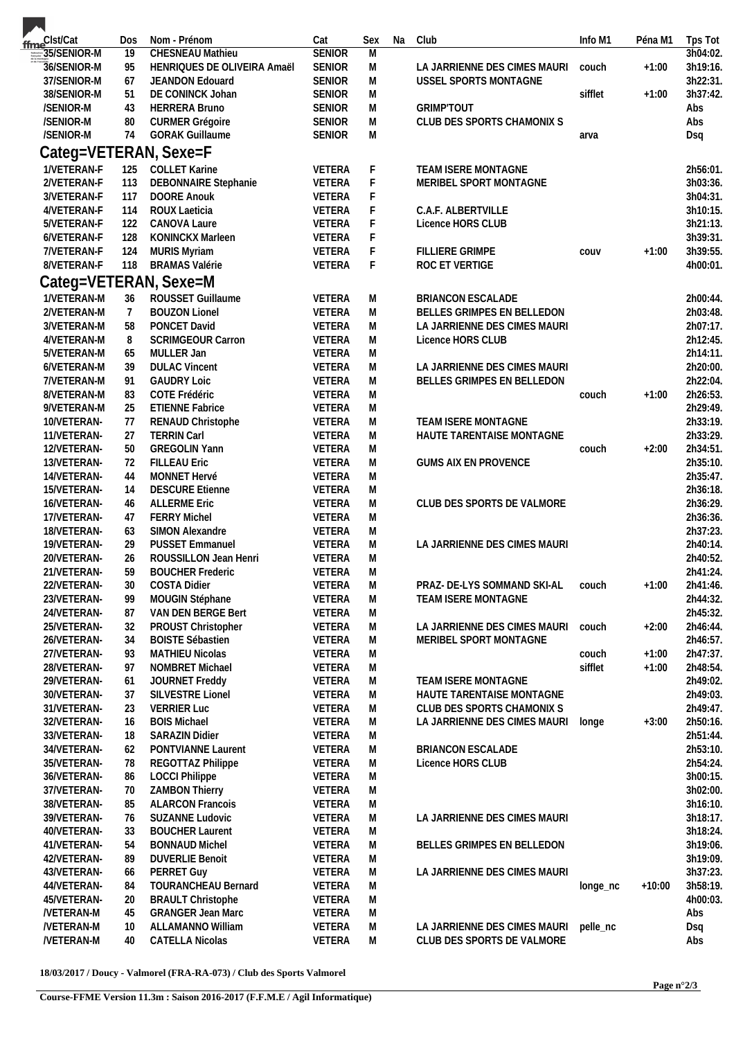| Clst/Cat | Dos | Nom - Prénom | Cat | Sex | Na | Club | Info M1 | Péna M1 | Tps Tot |
|---|---|---|---|---|---|---|---|---|---|
| 35/SENIOR-M | 19 | CHESNEAU Mathieu | SENIOR | M | | | | | 3h04:02. |
| 36/SENIOR-M | 95 | HENRIQUES DE OLIVEIRA Amaël | SENIOR | M | | LA JARRIENNE DES CIMES MAURI | couch | +1:00 | 3h19:16. |
| 37/SENIOR-M | 67 | JEANDON Edouard | SENIOR | M | | USSEL SPORTS MONTAGNE | | | 3h22:31. |
| 38/SENIOR-M | 51 | DE CONINCK Johan | SENIOR | M | | | sifflet | +1:00 | 3h37:42. |
| /SENIOR-M | 43 | HERRERA Bruno | SENIOR | M | | GRIMP'TOUT | | | Abs |
| /SENIOR-M | 80 | CURMER Grégoire | SENIOR | M | | CLUB DES SPORTS CHAMONIX S | | | Abs |
| /SENIOR-M | 74 | GORAK Guillaume | SENIOR | M | | | arva | | Dsq |

## Categ=VETERAN, Sexe=F

| Clst/Cat | Dos | Nom - Prénom | Cat | Sex | Na | Club | Info M1 | Péna M1 | Tps Tot |
|---|---|---|---|---|---|---|---|---|---|
| 1/VETERAN-F | 125 | COLLET Karine | VETERA | F | | TEAM ISERE MONTAGNE | | | 2h56:01. |
| 2/VETERAN-F | 113 | DEBONNAIRE Stephanie | VETERA | F | | MERIBEL SPORT MONTAGNE | | | 3h03:36. |
| 3/VETERAN-F | 117 | DOORE Anouk | VETERA | F | | | | | 3h04:31. |
| 4/VETERAN-F | 114 | ROUX Laeticia | VETERA | F | | C.A.F. ALBERTVILLE | | | 3h10:15. |
| 5/VETERAN-F | 122 | CANOVA Laure | VETERA | F | | Licence HORS CLUB | | | 3h21:13. |
| 6/VETERAN-F | 128 | KONINCKX Marleen | VETERA | F | | | | | 3h39:31. |
| 7/VETERAN-F | 124 | MURIS Myriam | VETERA | F | | FILLIERE GRIMPE | couv | +1:00 | 3h39:55. |
| 8/VETERAN-F | 118 | BRAMAS Valérie | VETERA | F | | ROC ET VERTIGE | | | 4h00:01. |

## Categ=VETERAN, Sexe=M

| Clst/Cat | Dos | Nom - Prénom | Cat | Sex | Na | Club | Info M1 | Péna M1 | Tps Tot |
|---|---|---|---|---|---|---|---|---|---|
| 1/VETERAN-M | 36 | ROUSSET Guillaume | VETERA | M | | BRIANCON ESCALADE | | | 2h00:44. |
| 2/VETERAN-M | 7 | BOUZON Lionel | VETERA | M | | BELLES GRIMPES EN BELLEDON | | | 2h03:48. |
| 3/VETERAN-M | 58 | PONCET David | VETERA | M | | LA JARRIENNE DES CIMES MAURI | | | 2h07:17. |
| 4/VETERAN-M | 8 | SCRIMGEOUR Carron | VETERA | M | | Licence HORS CLUB | | | 2h12:45. |
| 5/VETERAN-M | 65 | MULLER Jan | VETERA | M | | | | | 2h14:11. |
| 6/VETERAN-M | 39 | DULAC Vincent | VETERA | M | | LA JARRIENNE DES CIMES MAURI | | | 2h20:00. |
| 7/VETERAN-M | 91 | GAUDRY Loic | VETERA | M | | BELLES GRIMPES EN BELLEDON | | | 2h22:04. |
| 8/VETERAN-M | 83 | COTE Frédéric | VETERA | M | | | couch | +1:00 | 2h26:53. |
| 9/VETERAN-M | 25 | ETIENNE Fabrice | VETERA | M | | | | | 2h29:49. |
| 10/VETERAN- | 77 | RENAUD Christophe | VETERA | M | | TEAM ISERE MONTAGNE | | | 2h33:19. |
| 11/VETERAN- | 27 | TERRIN Carl | VETERA | M | | HAUTE TARENTAISE MONTAGNE | | | 2h33:29. |
| 12/VETERAN- | 50 | GREGOLIN Yann | VETERA | M | | | couch | +2:00 | 2h34:51. |
| 13/VETERAN- | 72 | FILLEAU Eric | VETERA | M | | GUMS AIX EN PROVENCE | | | 2h35:10. |
| 14/VETERAN- | 44 | MONNET Hervé | VETERA | M | | | | | 2h35:47. |
| 15/VETERAN- | 14 | DESCURE Etienne | VETERA | M | | | | | 2h36:18. |
| 16/VETERAN- | 46 | ALLERME Eric | VETERA | M | | CLUB DES SPORTS DE VALMORE | | | 2h36:29. |
| 17/VETERAN- | 47 | FERRY Michel | VETERA | M | | | | | 2h36:36. |
| 18/VETERAN- | 63 | SIMON Alexandre | VETERA | M | | | | | 2h37:23. |
| 19/VETERAN- | 29 | PUSSET Emmanuel | VETERA | M | | LA JARRIENNE DES CIMES MAURI | | | 2h40:14. |
| 20/VETERAN- | 26 | ROUSSILLON Jean Henri | VETERA | M | | | | | 2h40:52. |
| 21/VETERAN- | 59 | BOUCHER Frederic | VETERA | M | | | | | 2h41:24. |
| 22/VETERAN- | 30 | COSTA Didier | VETERA | M | | PRAZ- DE-LYS SOMMAND SKI-AL | couch | +1:00 | 2h41:46. |
| 23/VETERAN- | 99 | MOUGIN Stéphane | VETERA | M | | TEAM ISERE MONTAGNE | | | 2h44:32. |
| 24/VETERAN- | 87 | VAN DEN BERGE Bert | VETERA | M | | | | | 2h45:32. |
| 25/VETERAN- | 32 | PROUST Christopher | VETERA | M | | LA JARRIENNE DES CIMES MAURI | couch | +2:00 | 2h46:44. |
| 26/VETERAN- | 34 | BOISTE Sébastien | VETERA | M | | MERIBEL SPORT MONTAGNE | | | 2h46:57. |
| 27/VETERAN- | 93 | MATHIEU Nicolas | VETERA | M | | | couch | +1:00 | 2h47:37. |
| 28/VETERAN- | 97 | NOMBRET Michael | VETERA | M | | | sifflet | +1:00 | 2h48:54. |
| 29/VETERAN- | 61 | JOURNET Freddy | VETERA | M | | TEAM ISERE MONTAGNE | | | 2h49:02. |
| 30/VETERAN- | 37 | SILVESTRE Lionel | VETERA | M | | HAUTE TARENTAISE MONTAGNE | | | 2h49:03. |
| 31/VETERAN- | 23 | VERRIER Luc | VETERA | M | | CLUB DES SPORTS CHAMONIX S | | | 2h49:47. |
| 32/VETERAN- | 16 | BOIS Michael | VETERA | M | | LA JARRIENNE DES CIMES MAURI | longe | +3:00 | 2h50:16. |
| 33/VETERAN- | 18 | SARAZIN Didier | VETERA | M | | | | | 2h51:44. |
| 34/VETERAN- | 62 | PONTVIANNE Laurent | VETERA | M | | BRIANCON ESCALADE | | | 2h53:10. |
| 35/VETERAN- | 78 | REGOTTAZ Philippe | VETERA | M | | Licence HORS CLUB | | | 2h54:24. |
| 36/VETERAN- | 86 | LOCCI Philippe | VETERA | M | | | | | 3h00:15. |
| 37/VETERAN- | 70 | ZAMBON Thierry | VETERA | M | | | | | 3h02:00. |
| 38/VETERAN- | 85 | ALARCON Francois | VETERA | M | | | | | 3h16:10. |
| 39/VETERAN- | 76 | SUZANNE Ludovic | VETERA | M | | LA JARRIENNE DES CIMES MAURI | | | 3h18:17. |
| 40/VETERAN- | 33 | BOUCHER Laurent | VETERA | M | | | | | 3h18:24. |
| 41/VETERAN- | 54 | BONNAUD Michel | VETERA | M | | BELLES GRIMPES EN BELLEDON | | | 3h19:06. |
| 42/VETERAN- | 89 | DUVERLIE Benoit | VETERA | M | | | | | 3h19:09. |
| 43/VETERAN- | 66 | PERRET Guy | VETERA | M | | LA JARRIENNE DES CIMES MAURI | | | 3h37:23. |
| 44/VETERAN- | 84 | TOURANCHEAU Bernard | VETERA | M | | | longe_nc | +10:00 | 3h58:19. |
| 45/VETERAN- | 20 | BRAULT Christophe | VETERA | M | | | | | 4h00:03. |
| /VETERAN-M | 45 | GRANGER Jean Marc | VETERA | M | | | | | Abs |
| /VETERAN-M | 10 | ALLAMANNO William | VETERA | M | | LA JARRIENNE DES CIMES MAURI | pelle_nc | | Dsq |
| /VETERAN-M | 40 | CATELLA Nicolas | VETERA | M | | CLUB DES SPORTS DE VALMORE | | | Abs |

**18/03/2017 / Doucy - Valmorel (FRA-RA-073) / Club des Sports Valmorel**

**Course-FFME Version 11.3m : Saison 2016-2017 (F.F.M.E / Agil Informatique)**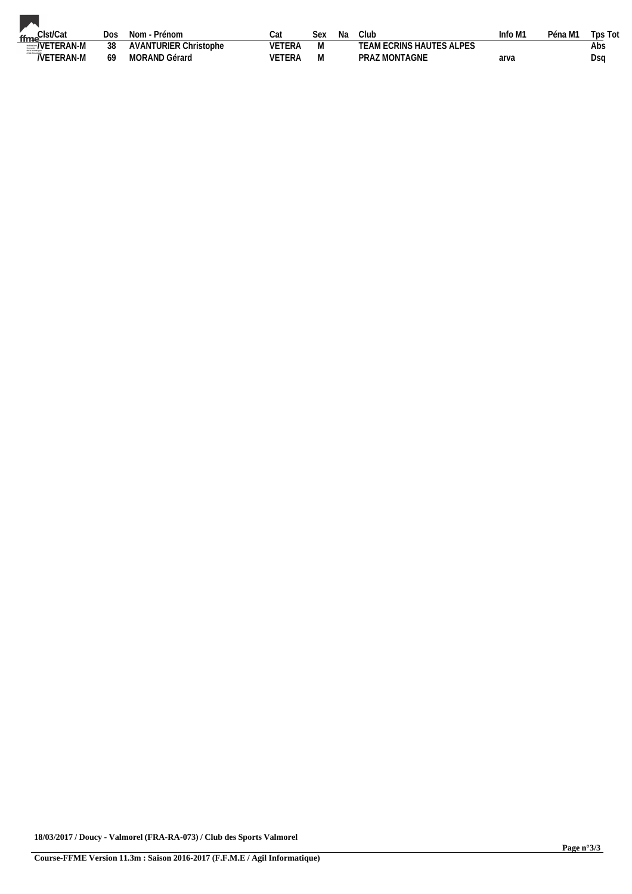| Clst/Cat | Dos | Nom - Prénom | Cat | Sex | Na | Club | Info M1 | Péna M1 | Tps Tot |
|---|---|---|---|---|---|---|---|---|---|
| /VETERAN-M | 38 | AVANTURIER Christophe | VETERA | M | | TEAM ECRINS HAUTES ALPES | | | Abs |
| /VETERAN-M | 69 | MORAND Gérard | VETERA | M | | PRAZ MONTAGNE | arva | | Dsq |

**18/03/2017 / Doucy - Valmorel (FRA-RA-073) / Club des Sports Valmorel**

**Course-FFME Version 11.3m : Saison 2016-2017 (F.F.M.E / Agil Informatique)**